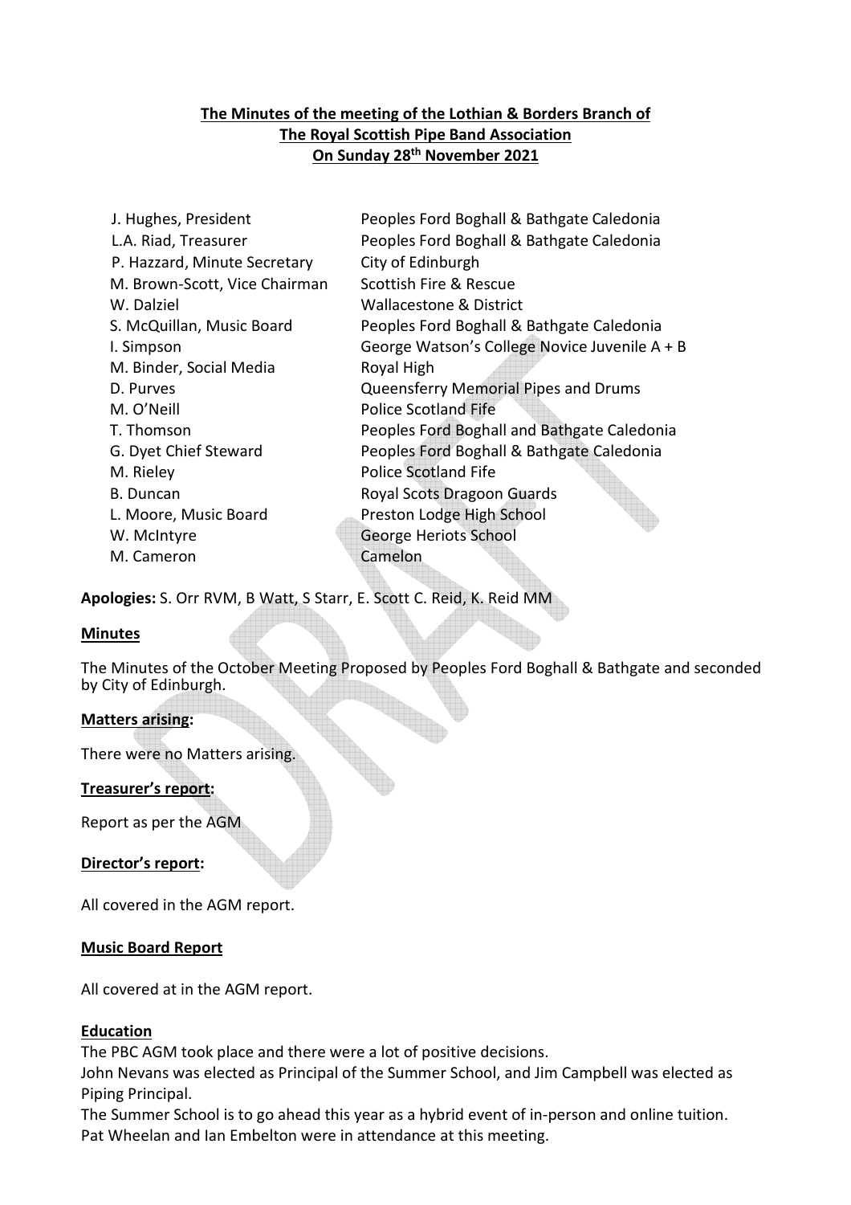**The Minutes of the meeting of the Lothian & Borders Branch of The Royal Scottish Pipe Band Association On Sunday 28th November 2021**

| | |
|---|---|
| J. Hughes, President | Peoples Ford Boghall & Bathgate Caledonia |
| L.A. Riad, Treasurer | Peoples Ford Boghall & Bathgate Caledonia |
| P. Hazzard, Minute Secretary | City of Edinburgh |
| M. Brown-Scott, Vice Chairman | Scottish Fire & Rescue |
| W. Dalziel | Wallacestone & District |
| S. McQuillan, Music Board | Peoples Ford Boghall & Bathgate Caledonia |
| I. Simpson | George Watson's College Novice Juvenile A + B |
| M. Binder, Social Media | Royal High |
| D. Purves | Queensferry Memorial Pipes and Drums |
| M. O'Neill | Police Scotland Fife |
| T. Thomson | Peoples Ford Boghall and Bathgate Caledonia |
| G. Dyet Chief Steward | Peoples Ford Boghall & Bathgate Caledonia |
| M. Rieley | Police Scotland Fife |
| B. Duncan | Royal Scots Dragoon Guards |
| L. Moore, Music Board | Preston Lodge High School |
| W. McIntyre | George Heriots School |
| M. Cameron | Camelon |

**Apologies:** S. Orr RVM, B Watt, S Starr, E. Scott C. Reid, K. Reid MM

**Minutes**

The Minutes of the October Meeting Proposed by Peoples Ford Boghall & Bathgate and seconded by City of Edinburgh.

**Matters arising:**

There were no Matters arising.

**Treasurer's report:**

Report as per the AGM

**Director's report:**

All covered in the AGM report.

**Music Board Report**

All covered at in the AGM report.

**Education**

The PBC AGM took place and there were a lot of positive decisions.

John Nevans was elected as Principal of the Summer School, and Jim Campbell was elected as Piping Principal.

The Summer School is to go ahead this year as a hybrid event of in-person and online tuition.

Pat Wheelan and Ian Embelton were in attendance at this meeting.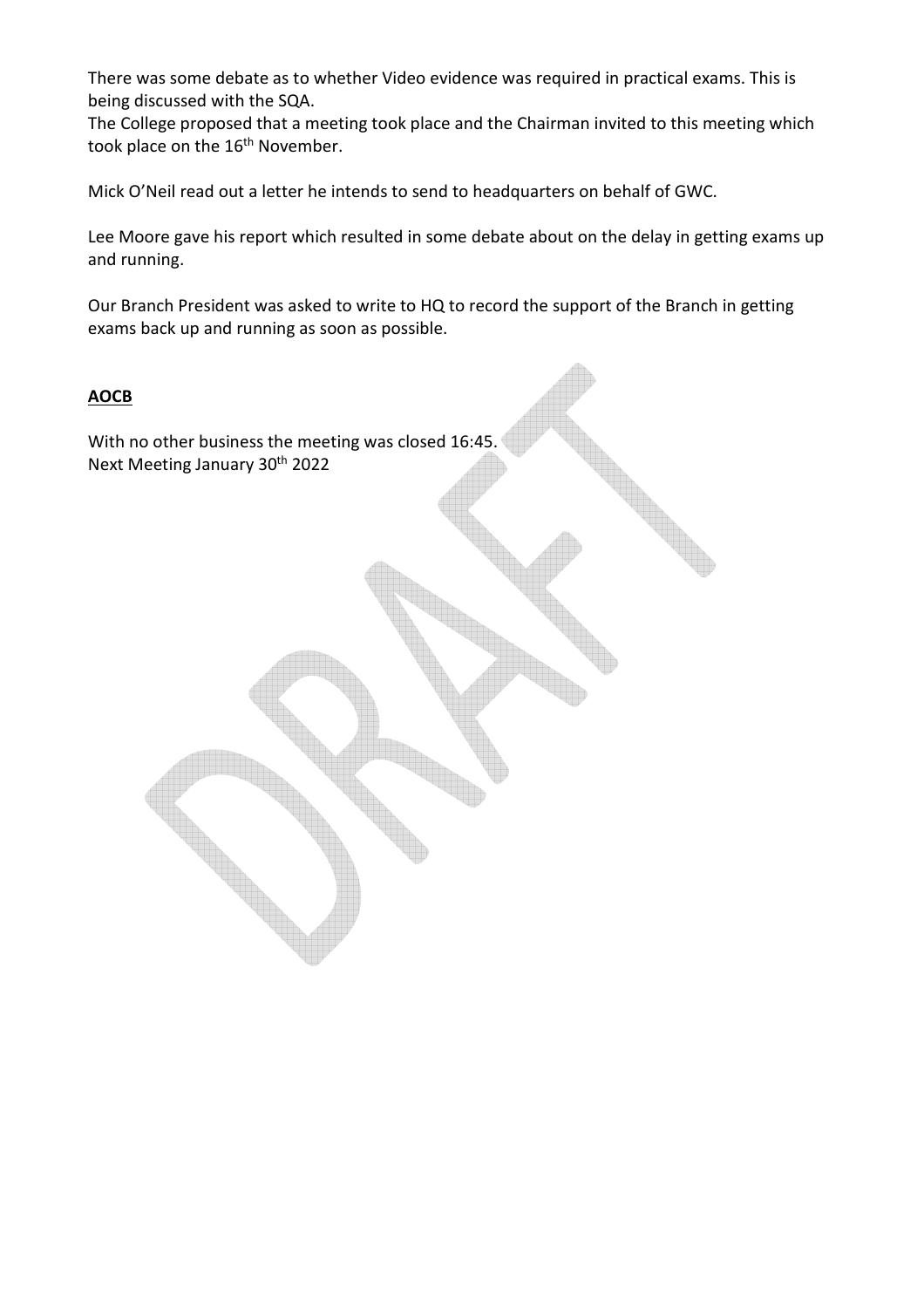There was some debate as to whether Video evidence was required in practical exams. This is being discussed with the SQA.
The College proposed that a meeting took place and the Chairman invited to this meeting which took place on the 16th November.

Mick O'Neil read out a letter he intends to send to headquarters on behalf of GWC.

Lee Moore gave his report which resulted in some debate about on the delay in getting exams up and running.

Our Branch President was asked to write to HQ to record the support of the Branch in getting exams back up and running as soon as possible.

**AOCB**

With no other business the meeting was closed 16:45.
Next Meeting January 30th 2022

DRAFT